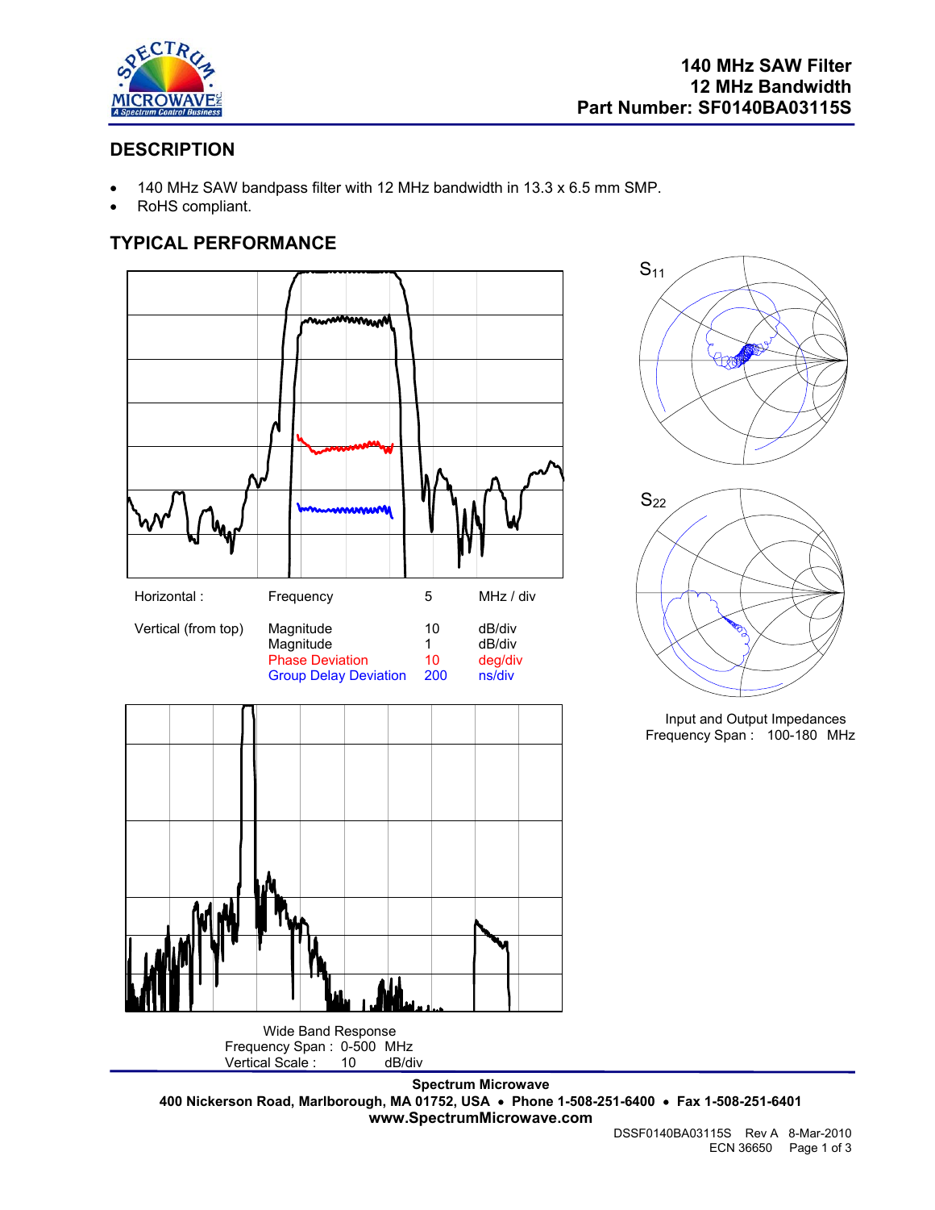**140 MHz SAW Filter**
**12 MHz Bandwidth**
**Part Number: SF0140BA03115S**

## DESCRIPTION

- 140 MHz SAW bandpass filter with 12 MHz bandwidth in 13.3 x 6.5 mm SMP.
- RoHS compliant.

## TYPICAL PERFORMANCE

| Horizontal : | Frequency | 5 | MHz / div |
|---|---|---|---|
| Vertical (from top) | Magnitude | 10 | dB/div |
| | Magnitude | 1 | dB/div |
| | Phase Deviation | 10 | deg/div |
| | Group Delay Deviation | 200 | ns/div |

$S_{11}$

$S_{22}$

Input and Output Impedances
Frequency Span : 100-180 MHz

Wide Band Response
Frequency Span : 0-500 MHz
Vertical Scale : 10 dB/div

**Spectrum Microwave**
**400 Nickerson Road, Marlborough, MA 01752, USA • Phone 1-508-251-6400 • Fax 1-508-251-6401**
**www.SpectrumMicrowave.com**

DSSF0140BA03115S Rev A 8-Mar-2010
ECN 36650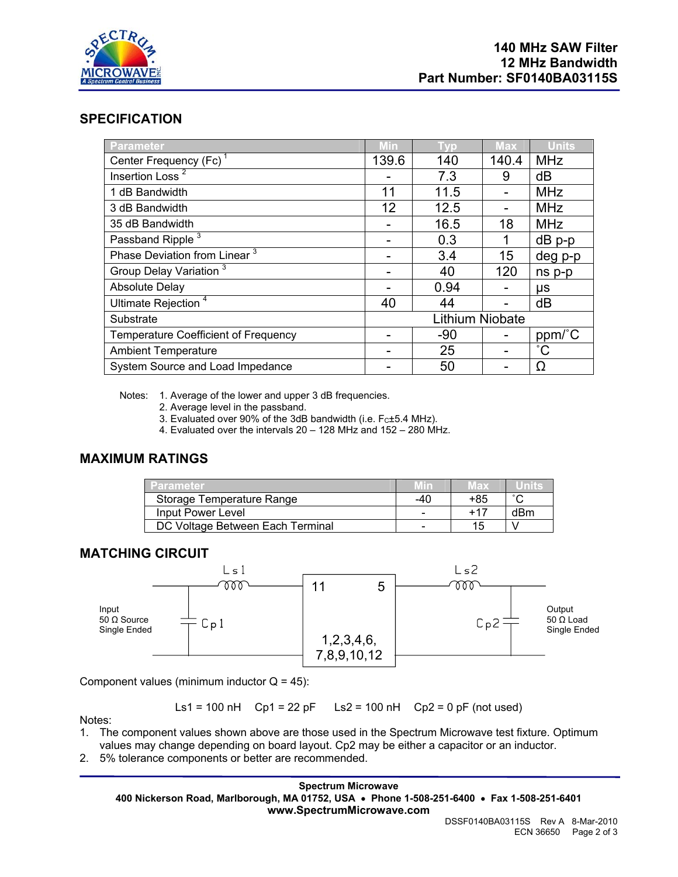**140 MHz SAW Filter**
**12 MHz Bandwidth**
**Part Number: SF0140BA03115S**

## SPECIFICATION

| Parameter | Min | Typ | Max | Units |
|---|---|---|---|---|
| Center Frequency (Fc) [1] | 139.6 | 140 | 140.4 | MHz |
| Insertion Loss [2] | - | 7.3 | 9 | dB |
| 1 dB Bandwidth | 11 | 11.5 | - | MHz |
| 3 dB Bandwidth | 12 | 12.5 | - | MHz |
| 35 dB Bandwidth | - | 16.5 | 18 | MHz |
| Passband Ripple [3] | - | 0.3 | 1 | dB p-p |
| Phase Deviation from Linear [3] | - | 3.4 | 15 | deg p-p |
| Group Delay Variation [3] | - | 40 | 120 | ns p-p |
| Absolute Delay | - | 0.94 | - | µs |
| Ultimate Rejection [4] | 40 | 44 | - | dB |
| Substrate | | Lithium Niobate | | |
| Temperature Coefficient of Frequency | - | -90 | - | ppm/˚C |
| Ambient Temperature | - | 25 | - | ˚C |
| System Source and Load Impedance | - | 50 | - | Ω |

Notes:
1. Average of the lower and upper 3 dB frequencies.
2. Average level in the passband.
3. Evaluated over 90% of the 3dB bandwidth (i.e. $F_C$±5.4 MHz).
4. Evaluated over the intervals 20 – 128 MHz and 152 – 280 MHz.

## MAXIMUM RATINGS

| Parameter | Min | Max | Units |
|---|---|---|---|
| Storage Temperature Range | -40 | +85 | ˚C |
| Input Power Level | - | +17 | dBm |
| DC Voltage Between Each Terminal | - | 15 | V |

## MATCHING CIRCUIT

Input 50 Ω Source Single Ended — Cp1 — Ls1 — pin 11 [filter, ground pins 1,2,3,4,6, 7,8,9,10,12] pin 5 — Ls2 — Cp2 — Output 50 Ω Load Single Ended

Component values (minimum inductor Q = 45):

Ls1 = 100 nH Cp1 = 22 pF Ls2 = 100 nH Cp2 = 0 pF (not used)

Notes:
1. The component values shown above are those used in the Spectrum Microwave test fixture. Optimum values may change depending on board layout. Cp2 may be either a capacitor or an inductor.
2. 5% tolerance components or better are recommended.

**Spectrum Microwave**
**400 Nickerson Road, Marlborough, MA 01752, USA • Phone 1-508-251-6400 • Fax 1-508-251-6401**
**www.SpectrumMicrowave.com**

DSSF0140BA03115S Rev A 8-Mar-2010
ECN 36650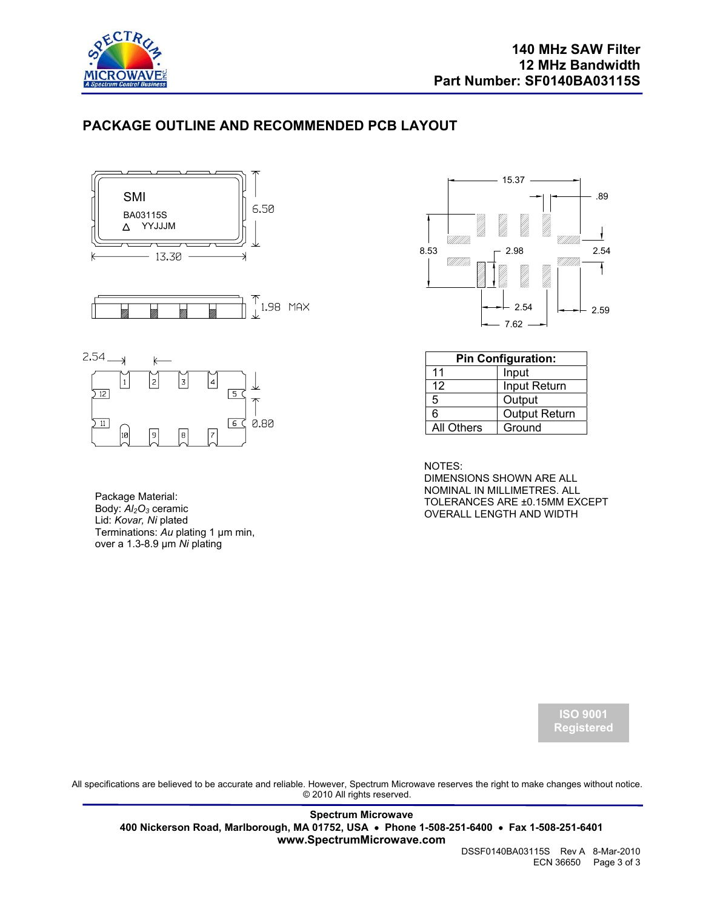# PACKAGE OUTLINE AND RECOMMENDED PCB LAYOUT

SMI
BA03115S
△ YYJJJM

6.50
13.30
1.98 MAX
2.54
0.80

15.37
.89
8.53
2.98
2.54
2.54
2.59
7.62

| Pin Configuration: | |
|---|---|
| 11 | Input |
| 12 | Input Return |
| 5 | Output |
| 6 | Output Return |
| All Others | Ground |

NOTES:
DIMENSIONS SHOWN ARE ALL NOMINAL IN MILLIMETRES. ALL TOLERANCES ARE ±0.15MM EXCEPT OVERALL LENGTH AND WIDTH

Package Material:
Body: *$Al_2O_3$* ceramic
Lid: *Kovar, Ni* plated
Terminations: *Au* plating 1 µm min, over a 1.3-8.9 µm *Ni* plating

ISO 9001 Registered

All specifications are believed to be accurate and reliable. However, Spectrum Microwave reserves the right to make changes without notice.
© 2010 All rights reserved.

**Spectrum Microwave**
**400 Nickerson Road, Marlborough, MA 01752, USA • Phone 1-508-251-6400 • Fax 1-508-251-6401**
**www.SpectrumMicrowave.com**

DSSF0140BA03115S Rev A 8-Mar-2010
ECN 36650